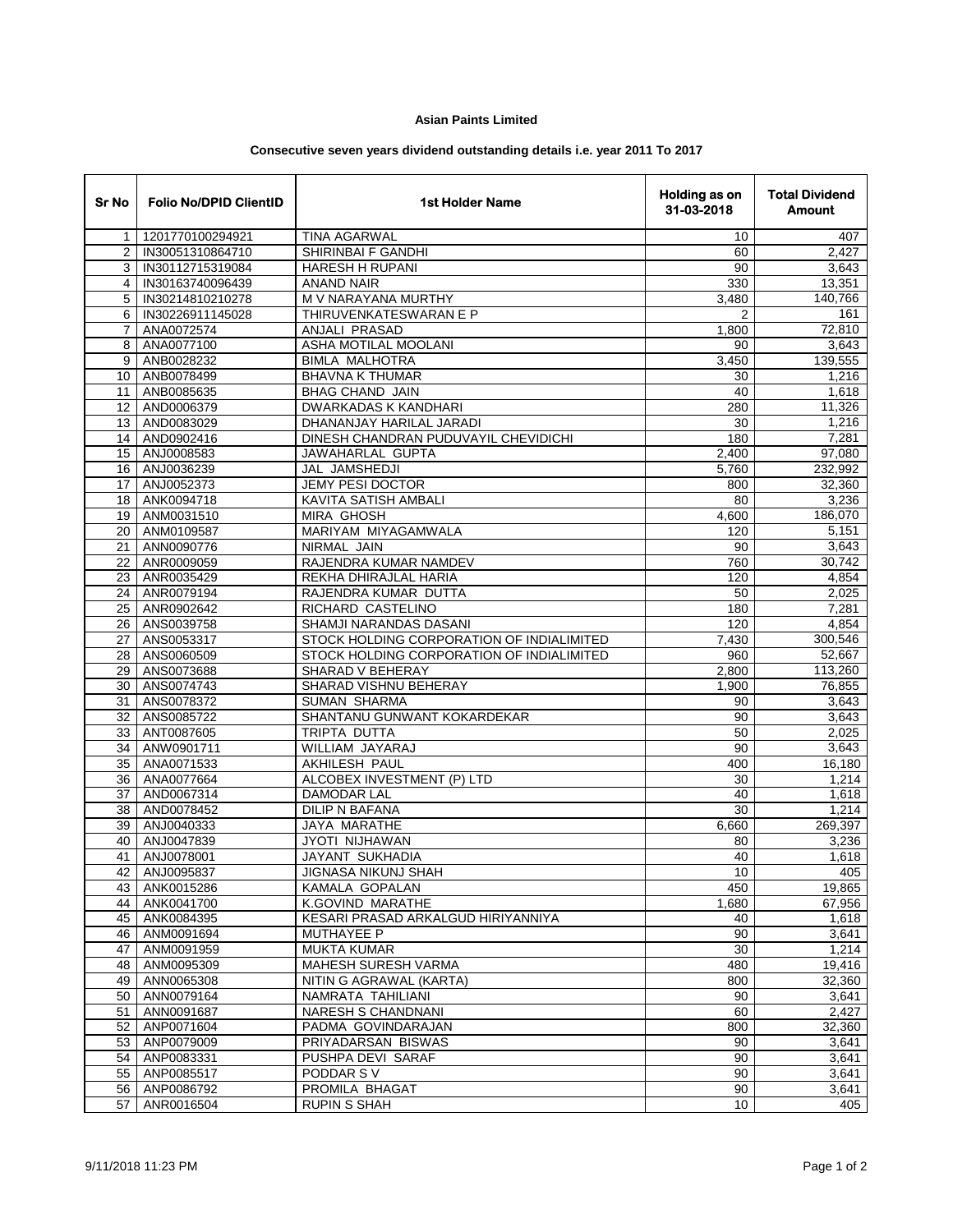**Asian Paints Limited**

**Consecutive seven years dividend outstanding details i.e. year 2011 To 2017**

| Sr No | Folio No/DPID ClientID | 1st Holder Name | Holding as on 31-03-2018 | Total Dividend Amount |
|---|---|---|---|---|
| 1 | 1201770100294921 | TINA AGARWAL | 10 | 407 |
| 2 | IN30051310864710 | SHIRINBAI F GANDHI | 60 | 2,427 |
| 3 | IN30112715319084 | HARESH H RUPANI | 90 | 3,643 |
| 4 | IN30163740096439 | ANAND NAIR | 330 | 13,351 |
| 5 | IN30214810210278 | M V NARAYANA MURTHY | 3,480 | 140,766 |
| 6 | IN30226911145028 | THIRUVENKATESWARAN E P | 2 | 161 |
| 7 | ANA0072574 | ANJALI PRASAD | 1,800 | 72,810 |
| 8 | ANA0077100 | ASHA MOTILAL MOOLANI | 90 | 3,643 |
| 9 | ANB0028232 | BIMLA MALHOTRA | 3,450 | 139,555 |
| 10 | ANB0078499 | BHAVNA K THUMAR | 30 | 1,216 |
| 11 | ANB0085635 | BHAG CHAND JAIN | 40 | 1,618 |
| 12 | AND0006379 | DWARKADAS K KANDHARI | 280 | 11,326 |
| 13 | AND0083029 | DHANANJAY HARILAL JARADI | 30 | 1,216 |
| 14 | AND0902416 | DINESH CHANDRAN PUDUVAYIL CHEVIDICHI | 180 | 7,281 |
| 15 | ANJ0008583 | JAWAHARLAL GUPTA | 2,400 | 97,080 |
| 16 | ANJ0036239 | JAL JAMSHEDJI | 5,760 | 232,992 |
| 17 | ANJ0052373 | JEMY PESI DOCTOR | 800 | 32,360 |
| 18 | ANK0094718 | KAVITA SATISH AMBALI | 80 | 3,236 |
| 19 | ANM0031510 | MIRA GHOSH | 4,600 | 186,070 |
| 20 | ANM0109587 | MARIYAM MIYAGAMWALA | 120 | 5,151 |
| 21 | ANN0090776 | NIRMAL JAIN | 90 | 3,643 |
| 22 | ANR0009059 | RAJENDRA KUMAR NAMDEV | 760 | 30,742 |
| 23 | ANR0035429 | REKHA DHIRAJLAL HARIA | 120 | 4,854 |
| 24 | ANR0079194 | RAJENDRA KUMAR DUTTA | 50 | 2,025 |
| 25 | ANR0902642 | RICHARD CASTELINO | 180 | 7,281 |
| 26 | ANS0039758 | SHAMJI NARANDAS DASANI | 120 | 4,854 |
| 27 | ANS0053317 | STOCK HOLDING CORPORATION OF INDIALIMITED | 7,430 | 300,546 |
| 28 | ANS0060509 | STOCK HOLDING CORPORATION OF INDIALIMITED | 960 | 52,667 |
| 29 | ANS0073688 | SHARAD V BEHERAY | 2,800 | 113,260 |
| 30 | ANS0074743 | SHARAD VISHNU BEHERAY | 1,900 | 76,855 |
| 31 | ANS0078372 | SUMAN SHARMA | 90 | 3,643 |
| 32 | ANS0085722 | SHANTANU GUNWANT KOKARDEKAR | 90 | 3,643 |
| 33 | ANT0087605 | TRIPTA DUTTA | 50 | 2,025 |
| 34 | ANW0901711 | WILLIAM JAYARAJ | 90 | 3,643 |
| 35 | ANA0071533 | AKHILESH PAUL | 400 | 16,180 |
| 36 | ANA0077664 | ALCOBEX INVESTMENT (P) LTD | 30 | 1,214 |
| 37 | AND0067314 | DAMODAR LAL | 40 | 1,618 |
| 38 | AND0078452 | DILIP N BAFANA | 30 | 1,214 |
| 39 | ANJ0040333 | JAYA MARATHE | 6,660 | 269,397 |
| 40 | ANJ0047839 | JYOTI NIJHAWAN | 80 | 3,236 |
| 41 | ANJ0078001 | JAYANT SUKHADIA | 40 | 1,618 |
| 42 | ANJ0095837 | JIGNASA NIKUNJ SHAH | 10 | 405 |
| 43 | ANK0015286 | KAMALA GOPALAN | 450 | 19,865 |
| 44 | ANK0041700 | K.GOVIND MARATHE | 1,680 | 67,956 |
| 45 | ANK0084395 | KESARI PRASAD ARKALGUD HIRIYANNIYA | 40 | 1,618 |
| 46 | ANM0091694 | MUTHAYEE P | 90 | 3,641 |
| 47 | ANM0091959 | MUKTA KUMAR | 30 | 1,214 |
| 48 | ANM0095309 | MAHESH SURESH VARMA | 480 | 19,416 |
| 49 | ANN0065308 | NITIN G AGRAWAL (KARTA) | 800 | 32,360 |
| 50 | ANN0079164 | NAMRATA TAHILIANI | 90 | 3,641 |
| 51 | ANN0091687 | NARESH S CHANDNANI | 60 | 2,427 |
| 52 | ANP0071604 | PADMA GOVINDARAJAN | 800 | 32,360 |
| 53 | ANP0079009 | PRIYADARSAN BISWAS | 90 | 3,641 |
| 54 | ANP0083331 | PUSHPA DEVI SARAF | 90 | 3,641 |
| 55 | ANP0085517 | PODDAR S V | 90 | 3,641 |
| 56 | ANP0086792 | PROMILA BHAGAT | 90 | 3,641 |
| 57 | ANR0016504 | RUPIN S SHAH | 10 | 405 |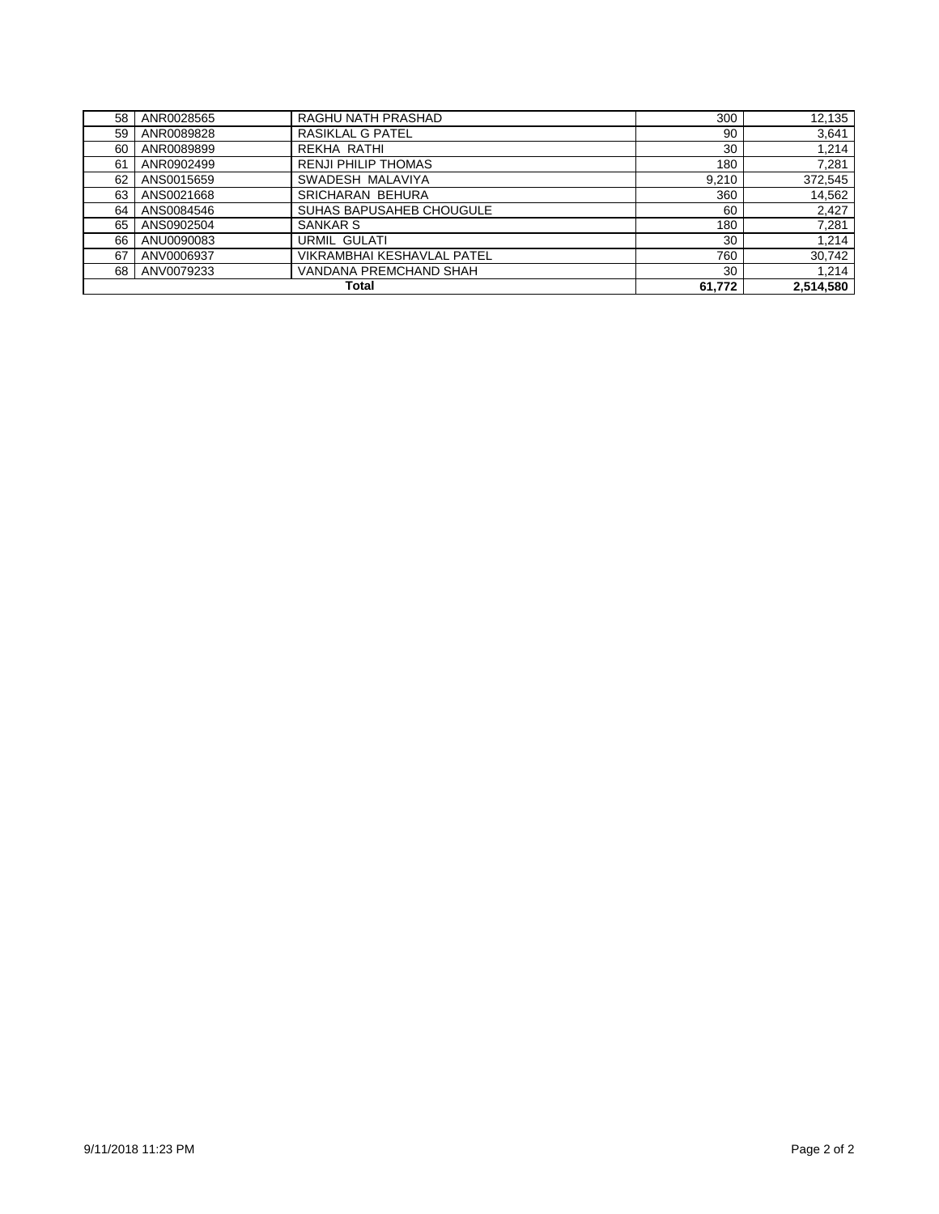| | | | | |
|---|---|---|---|---|
| 58 | ANR0028565 | RAGHU NATH PRASHAD | 300 | 12,135 |
| 59 | ANR0089828 | RASIKLAL G PATEL | 90 | 3,641 |
| 60 | ANR0089899 | REKHA RATHI | 30 | 1,214 |
| 61 | ANR0902499 | RENJI PHILIP THOMAS | 180 | 7,281 |
| 62 | ANS0015659 | SWADESH MALAVIYA | 9,210 | 372,545 |
| 63 | ANS0021668 | SRICHARAN BEHURA | 360 | 14,562 |
| 64 | ANS0084546 | SUHAS BAPUSAHEB CHOUGULE | 60 | 2,427 |
| 65 | ANS0902504 | SANKAR S | 180 | 7,281 |
| 66 | ANU0090083 | URMIL GULATI | 30 | 1,214 |
| 67 | ANV0006937 | VIKRAMBHAI KESHAVLAL PATEL | 760 | 30,742 |
| 68 | ANV0079233 | VANDANA PREMCHAND SHAH | 30 | 1,214 |
| | | **Total** | **61,772** | **2,514,580** |

9/11/2018 11:23 PM